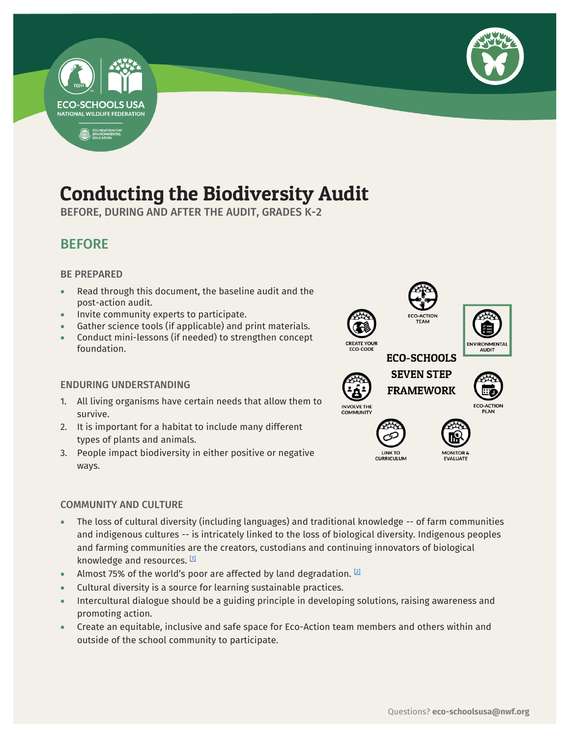# Conducting the Biodiversity Audit

BEFORE, DURING AND AFTER THE AUDIT, GRADES K-2

## BEFORE

### BE PREPARED

- Read through this document, the baseline audit and the post-action audit.
- Invite community experts to participate.
- Gather science tools (if applicable) and print materials.
- Conduct mini-lessons (if needed) to strengthen concept foundation.

### ENDURING UNDERSTANDING

1. All living organisms have certain needs that allow them to survive.
2. It is important for a habitat to include many different types of plants and animals.
3. People impact biodiversity in either positive or negative ways.

ECO-SCHOOLS SEVEN STEP FRAMEWORK: ECO-ACTION TEAM, ENVIRONMENTAL AUDIT, ECO-ACTION PLAN, MONITOR & EVALUATE, LINK TO CURRICULUM, INVOLVE THE COMMUNITY, CREATE YOUR ECO-CODE

### COMMUNITY AND CULTURE

- The loss of cultural diversity (including languages) and traditional knowledge -- of farm communities and indigenous cultures -- is intricately linked to the loss of biological diversity. Indigenous peoples and farming communities are the creators, custodians and continuing innovators of biological knowledge and resources. [1]
- Almost 75% of the world's poor are affected by land degradation. [2]
- Cultural diversity is a source for learning sustainable practices.
- Intercultural dialogue should be a guiding principle in developing solutions, raising awareness and promoting action.
- Create an equitable, inclusive and safe space for Eco-Action team members and others within and outside of the school community to participate.

Questions? **eco-schoolsusa@nwf.org**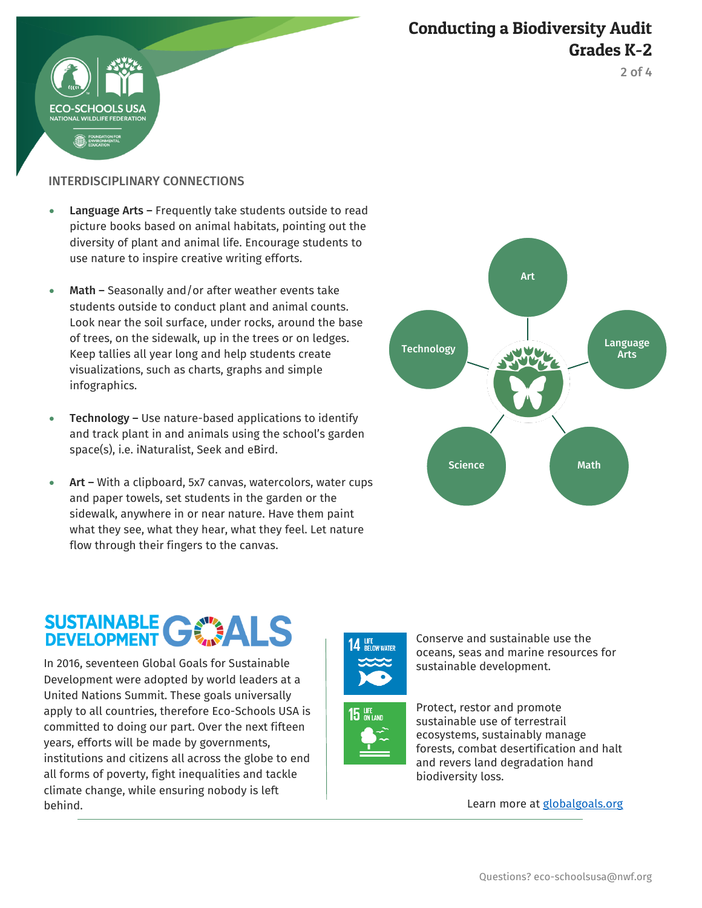# Conducting a Biodiversity Audit
## Grades K-2

### INTERDISCIPLINARY CONNECTIONS

- **Language Arts –** Frequently take students outside to read picture books based on animal habitats, pointing out the diversity of plant and animal life. Encourage students to use nature to inspire creative writing efforts.
- **Math –** Seasonally and/or after weather events take students outside to conduct plant and animal counts. Look near the soil surface, under rocks, around the base of trees, on the sidewalk, up in the trees or on ledges. Keep tallies all year long and help students create visualizations, such as charts, graphs and simple infographics.
- **Technology –** Use nature-based applications to identify and track plant in and animals using the school's garden space(s), i.e. iNaturalist, Seek and eBird.
- **Art –** With a clipboard, 5x7 canvas, watercolors, water cups and paper towels, set students in the garden or the sidewalk, anywhere in or near nature. Have them paint what they see, what they hear, what they feel. Let nature flow through their fingers to the canvas.

Art | Language Arts | Math | Science | Technology

## SUSTAINABLE DEVELOPMENT GOALS

In 2016, seventeen Global Goals for Sustainable Development were adopted by world leaders at a United Nations Summit. These goals universally apply to all countries, therefore Eco-Schools USA is committed to doing our part. Over the next fifteen years, efforts will be made by governments, institutions and citizens all across the globe to end all forms of poverty, fight inequalities and tackle climate change, while ensuring nobody is left behind.

**14 LIFE BELOW WATER** – Conserve and sustainable use the oceans, seas and marine resources for sustainable development.

**15 LIFE ON LAND** – Protect, restor and promote sustainable use of terrestrail ecosystems, sustainably manage forests, combat desertification and halt and revers land degradation hand biodiversity loss.

Learn more at globalgoals.org

Questions? eco-schoolsusa@nwf.org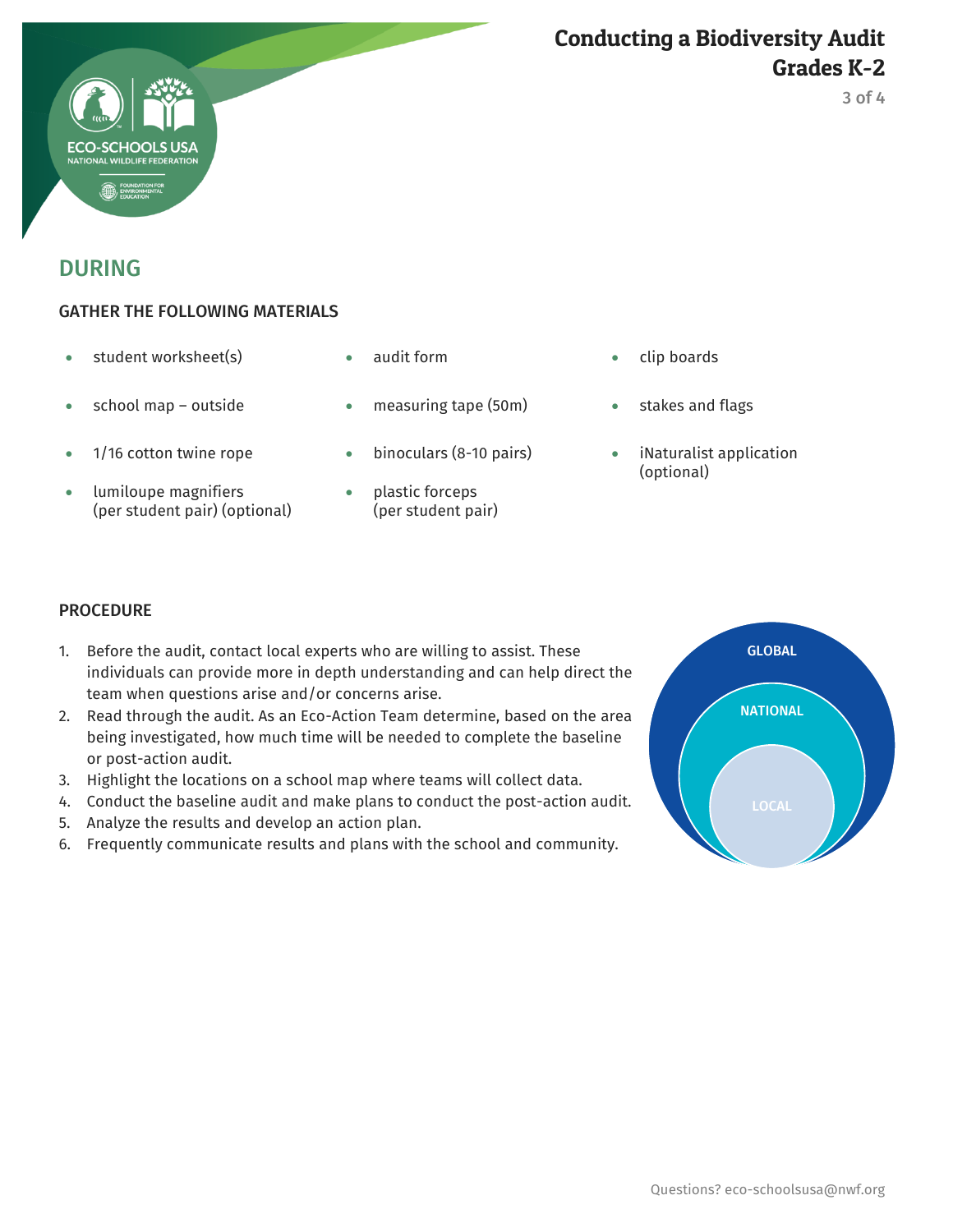## DURING

### GATHER THE FOLLOWING MATERIALS

- student worksheet(s)
- school map – outside
- 1/16 cotton twine rope
- lumiloupe magnifiers (per student pair) (optional)
- audit form
- measuring tape (50m)
- binoculars (8-10 pairs)
- plastic forceps (per student pair)
- clip boards
- stakes and flags
- iNaturalist application (optional)

### PROCEDURE

1. Before the audit, contact local experts who are willing to assist. These individuals can provide more in depth understanding and can help direct the team when questions arise and/or concerns arise.
2. Read through the audit. As an Eco-Action Team determine, based on the area being investigated, how much time will be needed to complete the baseline or post-action audit.
3. Highlight the locations on a school map where teams will collect data.
4. Conduct the baseline audit and make plans to conduct the post-action audit.
5. Analyze the results and develop an action plan.
6. Frequently communicate results and plans with the school and community.

GLOBAL

NATIONAL

LOCAL

Questions? eco-schoolsusa@nwf.org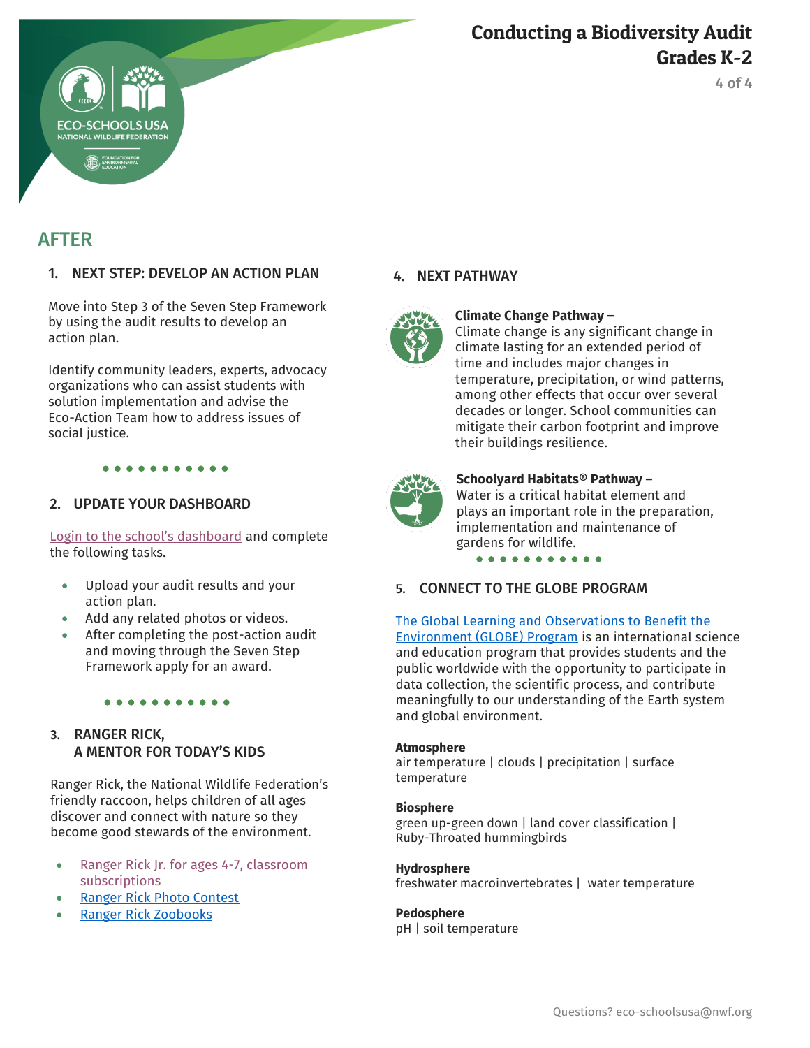# Conducting a Biodiversity Audit Grades K-2

## AFTER

### 1. NEXT STEP: DEVELOP AN ACTION PLAN

Move into Step 3 of the Seven Step Framework by using the audit results to develop an action plan.

Identify community leaders, experts, advocacy organizations who can assist students with solution implementation and advise the Eco-Action Team how to address issues of social justice.

### 2. UPDATE YOUR DASHBOARD

[Login to the school's dashboard] and complete the following tasks.

- Upload your audit results and your action plan.
- Add any related photos or videos.
- After completing the post-action audit and moving through the Seven Step Framework apply for an award.

### 3. RANGER RICK, A MENTOR FOR TODAY'S KIDS

Ranger Rick, the National Wildlife Federation's friendly raccoon, helps children of all ages discover and connect with nature so they become good stewards of the environment.

- Ranger Rick Jr. for ages 4-7, classroom subscriptions
- Ranger Rick Photo Contest
- Ranger Rick Zoobooks

### 4. NEXT PATHWAY

**Climate Change Pathway –**
Climate change is any significant change in climate lasting for an extended period of time and includes major changes in temperature, precipitation, or wind patterns, among other effects that occur over several decades or longer. School communities can mitigate their carbon footprint and improve their buildings resilience.

**Schoolyard Habitats® Pathway –**
Water is a critical habitat element and plays an important role in the preparation, implementation and maintenance of gardens for wildlife.

### 5. CONNECT TO THE GLOBE PROGRAM

The Global Learning and Observations to Benefit the Environment (GLOBE) Program is an international science and education program that provides students and the public worldwide with the opportunity to participate in data collection, the scientific process, and contribute meaningfully to our understanding of the Earth system and global environment.

**Atmosphere**
air temperature | clouds | precipitation | surface temperature

**Biosphere**
green up-green down | land cover classification | Ruby-Throated hummingbirds

**Hydrosphere**
freshwater macroinvertebrates | water temperature

**Pedosphere**
pH | soil temperature

Questions? eco-schoolsusa@nwf.org